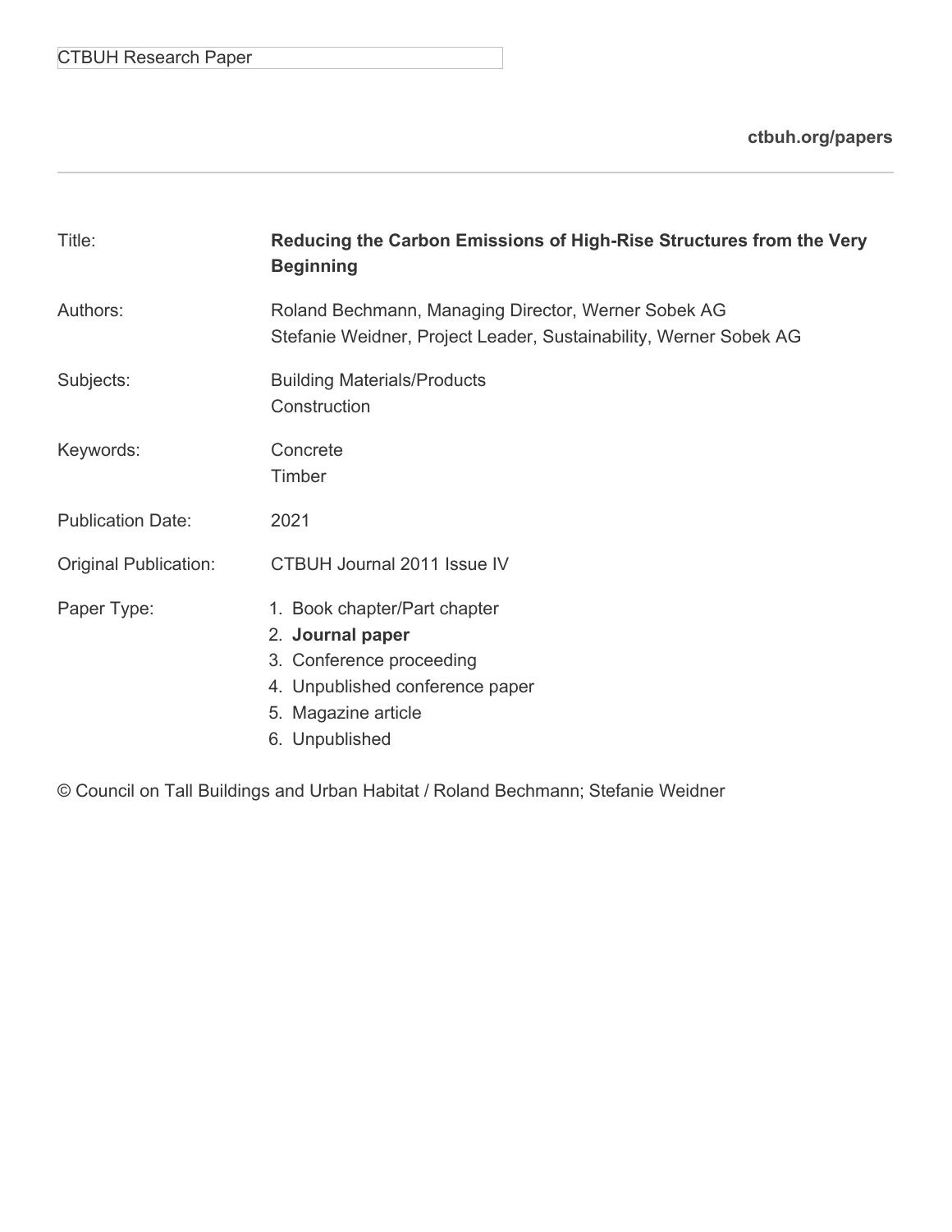CTBUH Research Paper

**ctbuh.org/papers**

| | |
|---|---|
| Title: | **Reducing the Carbon Emissions of High-Rise Structures from the Very Beginning** |
| Authors: | Roland Bechmann, Managing Director, Werner Sobek AG<br>Stefanie Weidner, Project Leader, Sustainability, Werner Sobek AG |
| Subjects: | Building Materials/Products<br>Construction |
| Keywords: | Concrete<br>Timber |
| Publication Date: | 2021 |
| Original Publication: | CTBUH Journal 2011 Issue IV |
| Paper Type: | 1. Book chapter/Part chapter<br>2. **Journal paper**<br>3. Conference proceeding<br>4. Unpublished conference paper<br>5. Magazine article<br>6. Unpublished |

© Council on Tall Buildings and Urban Habitat / Roland Bechmann; Stefanie Weidner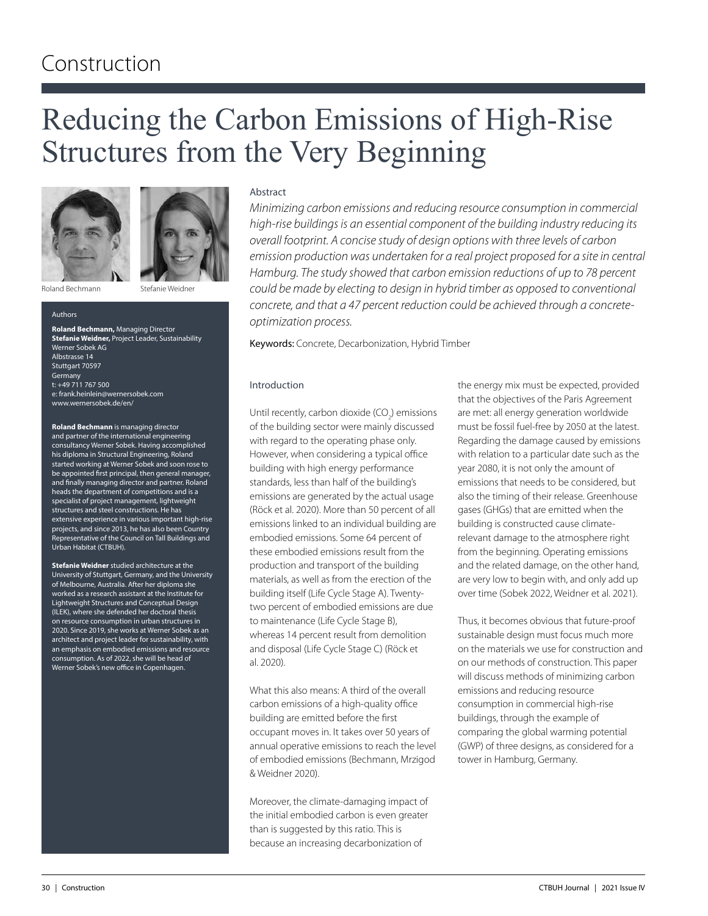# Construction

# Reducing the Carbon Emissions of High-Rise Structures from the Very Beginning

Roland Bechmann

Stefanie Weidner

Authors

**Roland Bechmann,** Managing Director
**Stefanie Weidner,** Project Leader, Sustainability
Werner Sobek AG
Albstrasse 14
Stuttgart 70597
Germany
t: +49 711 767 500
e: frank.heinlein@wernersobek.com
www.wernersobek.de/en/

**Roland Bechmann** is managing director and partner of the international engineering consultancy Werner Sobek. Having accomplished his diploma in Structural Engineering, Roland started working at Werner Sobek and soon rose to be appointed first principal, then general manager, and finally managing director and partner. Roland heads the department of competitions and is a specialist of project management, lightweight structures and steel constructions. He has extensive experience in various important high-rise projects, and since 2013, he has also been Country Representative of the Council on Tall Buildings and Urban Habitat (CTBUH).

**Stefanie Weidner** studied architecture at the University of Stuttgart, Germany, and the University of Melbourne, Australia. After her diploma she worked as a research assistant at the Institute for Lightweight Structures and Conceptual Design (ILEK), where she defended her doctoral thesis on resource consumption in urban structures in 2020. Since 2019, she works at Werner Sobek as an architect and project leader for sustainability, with an emphasis on embodied emissions and resource consumption. As of 2022, she will be head of Werner Sobek's new office in Copenhagen.

## Abstract

*Minimizing carbon emissions and reducing resource consumption in commercial high-rise buildings is an essential component of the building industry reducing its overall footprint. A concise study of design options with three levels of carbon emission production was undertaken for a real project proposed for a site in central Hamburg. The study showed that carbon emission reductions of up to 78 percent could be made by electing to design in hybrid timber as opposed to conventional concrete, and that a 47 percent reduction could be achieved through a concrete-optimization process.*

Keywords: Concrete, Decarbonization, Hybrid Timber

## Introduction

Until recently, carbon dioxide ($CO_2$) emissions of the building sector were mainly discussed with regard to the operating phase only. However, when considering a typical office building with high energy performance standards, less than half of the building's emissions are generated by the actual usage (Röck et al. 2020). More than 50 percent of all emissions linked to an individual building are embodied emissions. Some 64 percent of these embodied emissions result from the production and transport of the building materials, as well as from the erection of the building itself (Life Cycle Stage A). Twenty-two percent of embodied emissions are due to maintenance (Life Cycle Stage B), whereas 14 percent result from demolition and disposal (Life Cycle Stage C) (Röck et al. 2020).

What this also means: A third of the overall carbon emissions of a high-quality office building are emitted before the first occupant moves in. It takes over 50 years of annual operative emissions to reach the level of embodied emissions (Bechmann, Mrzigod & Weidner 2020).

Moreover, the climate-damaging impact of the initial embodied carbon is even greater than is suggested by this ratio. This is because an increasing decarbonization of the energy mix must be expected, provided that the objectives of the Paris Agreement are met: all energy generation worldwide must be fossil fuel-free by 2050 at the latest. Regarding the damage caused by emissions with relation to a particular date such as the year 2080, it is not only the amount of emissions that needs to be considered, but also the timing of their release. Greenhouse gases (GHGs) that are emitted when the building is constructed cause climate-relevant damage to the atmosphere right from the beginning. Operating emissions and the related damage, on the other hand, are very low to begin with, and only add up over time (Sobek 2022, Weidner et al. 2021).

Thus, it becomes obvious that future-proof sustainable design must focus much more on the materials we use for construction and on our methods of construction. This paper will discuss methods of minimizing carbon emissions and reducing resource consumption in commercial high-rise buildings, through the example of comparing the global warming potential (GWP) of three designs, as considered for a tower in Hamburg, Germany.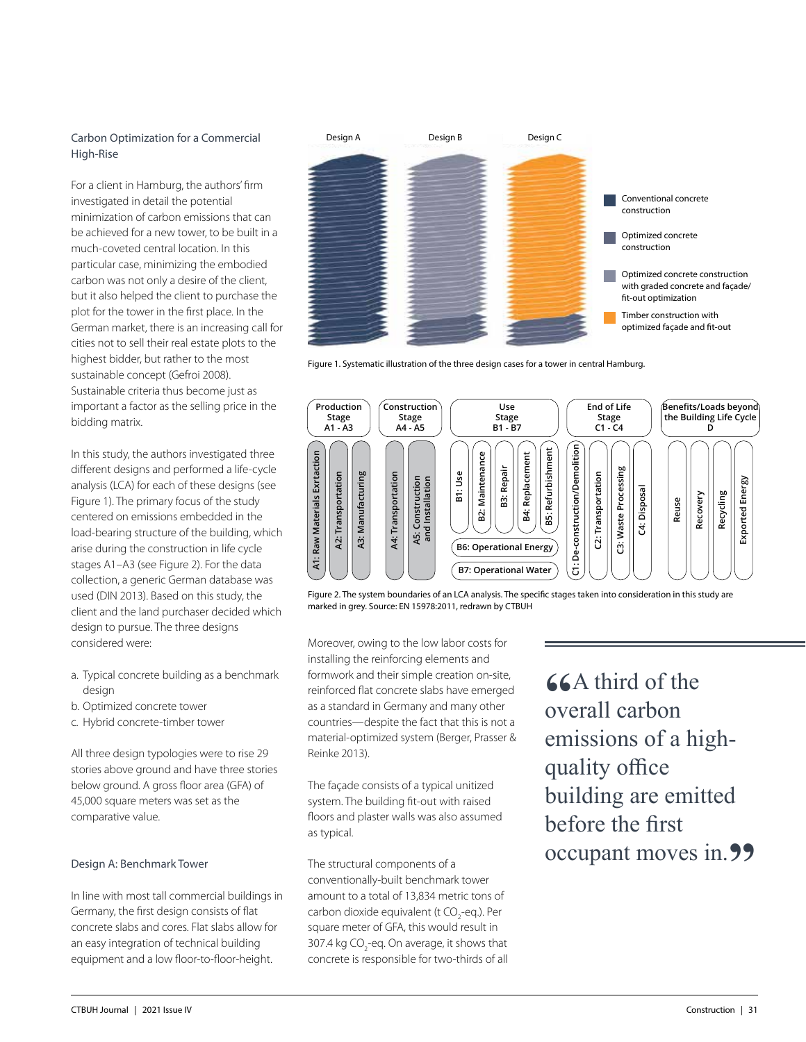### Carbon Optimization for a Commercial High-Rise

For a client in Hamburg, the authors' firm investigated in detail the potential minimization of carbon emissions that can be achieved for a new tower, to be built in a much-coveted central location. In this particular case, minimizing the embodied carbon was not only a desire of the client, but it also helped the client to purchase the plot for the tower in the first place. In the German market, there is an increasing call for cities not to sell their real estate plots to the highest bidder, but rather to the most sustainable concept (Gefroi 2008). Sustainable criteria thus become just as important a factor as the selling price in the bidding matrix.

In this study, the authors investigated three different designs and performed a life-cycle analysis (LCA) for each of these designs (see Figure 1). The primary focus of the study centered on emissions embedded in the load-bearing structure of the building, which arise during the construction in life cycle stages A1–A3 (see Figure 2). For the data collection, a generic German database was used (DIN 2013). Based on this study, the client and the land purchaser decided which design to pursue. The three designs considered were:

a. Typical concrete building as a benchmark design
b. Optimized concrete tower
c. Hybrid concrete-timber tower

All three design typologies were to rise 29 stories above ground and have three stories below ground. A gross floor area (GFA) of 45,000 square meters was set as the comparative value.

Figure 1. Systematic illustration of the three design cases for a tower in central Hamburg.

Figure 2. The system boundaries of an LCA analysis. The specific stages taken into consideration in this study are marked in grey. Source: EN 15978:2011, redrawn by CTBUH

### Design A: Benchmark Tower

In line with most tall commercial buildings in Germany, the first design consists of flat concrete slabs and cores. Flat slabs allow for an easy integration of technical building equipment and a low floor-to-floor-height. Moreover, owing to the low labor costs for installing the reinforcing elements and formwork and their simple creation on-site, reinforced flat concrete slabs have emerged as a standard in Germany and many other countries—despite the fact that this is not a material-optimized system (Berger, Prasser & Reinke 2013).

The façade consists of a typical unitized system. The building fit-out with raised floors and plaster walls was also assumed as typical.

The structural components of a conventionally-built benchmark tower amount to a total of 13,834 metric tons of carbon dioxide equivalent (t $CO_2$-eq.). Per square meter of GFA, this would result in 307.4 kg $CO_2$-eq. On average, it shows that concrete is responsible for two-thirds of all

> "A third of the overall carbon emissions of a high-quality office building are emitted before the first occupant moves in."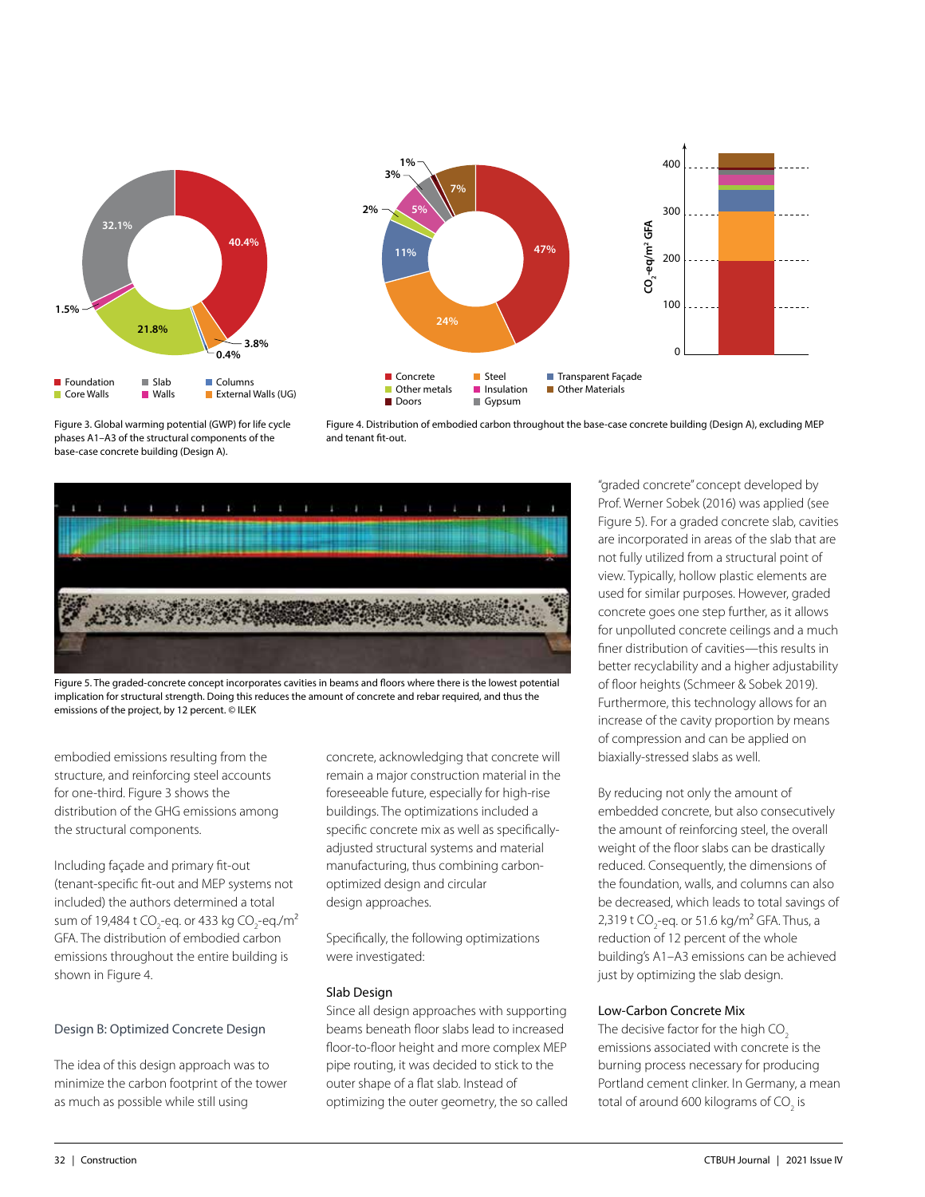Figure 3. Global warming potential (GWP) for life cycle phases A1–A3 of the structural components of the base-case concrete building (Design A).

Figure 4. Distribution of embodied carbon throughout the base-case concrete building (Design A), excluding MEP and tenant fit-out.

Figure 5. The graded-concrete concept incorporates cavities in beams and floors where there is the lowest potential implication for structural strength. Doing this reduces the amount of concrete and rebar required, and thus the emissions of the project, by 12 percent. © ILEK

embodied emissions resulting from the structure, and reinforcing steel accounts for one-third. Figure 3 shows the distribution of the GHG emissions among the structural components.

Including façade and primary fit-out (tenant-specific fit-out and MEP systems not included) the authors determined a total sum of 19,484 t $CO_2$-eq. or 433 kg $CO_2$-eq./$m^2$ GFA. The distribution of embodied carbon emissions throughout the entire building is shown in Figure 4.

### Design B: Optimized Concrete Design

The idea of this design approach was to minimize the carbon footprint of the tower as much as possible while still using concrete, acknowledging that concrete will remain a major construction material in the foreseeable future, especially for high-rise buildings. The optimizations included a specific concrete mix as well as specifically-adjusted structural systems and material manufacturing, thus combining carbon-optimized design and circular design approaches.

Specifically, the following optimizations were investigated:

#### Slab Design

Since all design approaches with supporting beams beneath floor slabs lead to increased floor-to-floor height and more complex MEP pipe routing, it was decided to stick to the outer shape of a flat slab. Instead of optimizing the outer geometry, the so called "graded concrete" concept developed by Prof. Werner Sobek (2016) was applied (see Figure 5). For a graded concrete slab, cavities are incorporated in areas of the slab that are not fully utilized from a structural point of view. Typically, hollow plastic elements are used for similar purposes. However, graded concrete goes one step further, as it allows for unpolluted concrete ceilings and a much finer distribution of cavities—this results in better recyclability and a higher adjustability of floor heights (Schmeer & Sobek 2019). Furthermore, this technology allows for an increase of the cavity proportion by means of compression and can be applied on biaxially-stressed slabs as well.

By reducing not only the amount of embedded concrete, but also consecutively the amount of reinforcing steel, the overall weight of the floor slabs can be drastically reduced. Consequently, the dimensions of the foundation, walls, and columns can also be decreased, which leads to total savings of 2,319 t $CO_2$-eq. or 51.6 kg/$m^2$ GFA. Thus, a reduction of 12 percent of the whole building's A1–A3 emissions can be achieved just by optimizing the slab design.

#### Low-Carbon Concrete Mix

The decisive factor for the high $CO_2$ emissions associated with concrete is the burning process necessary for producing Portland cement clinker. In Germany, a mean total of around 600 kilograms of $CO_2$ is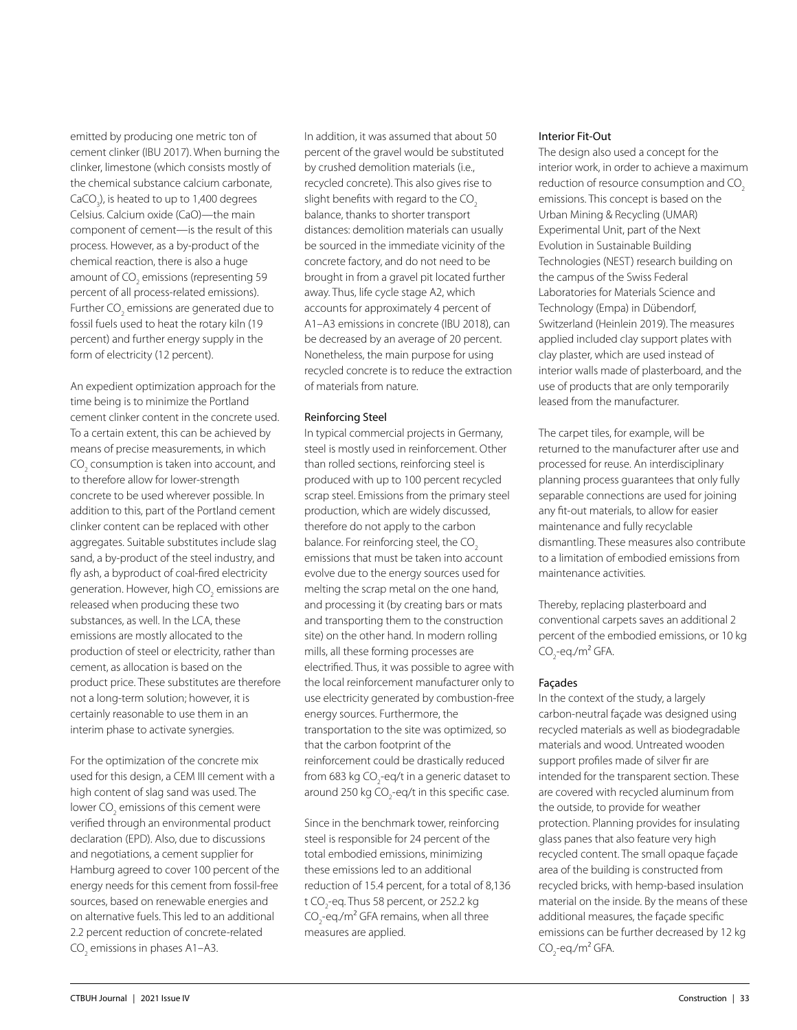emitted by producing one metric ton of cement clinker (IBU 2017). When burning the clinker, limestone (which consists mostly of the chemical substance calcium carbonate, $CaCO_3$), is heated to up to 1,400 degrees Celsius. Calcium oxide (CaO)—the main component of cement—is the result of this process. However, as a by-product of the chemical reaction, there is also a huge amount of $CO_2$ emissions (representing 59 percent of all process-related emissions). Further $CO_2$ emissions are generated due to fossil fuels used to heat the rotary kiln (19 percent) and further energy supply in the form of electricity (12 percent).

An expedient optimization approach for the time being is to minimize the Portland cement clinker content in the concrete used. To a certain extent, this can be achieved by means of precise measurements, in which $CO_2$ consumption is taken into account, and to therefore allow for lower-strength concrete to be used wherever possible. In addition to this, part of the Portland cement clinker content can be replaced with other aggregates. Suitable substitutes include slag sand, a by-product of the steel industry, and fly ash, a byproduct of coal-fired electricity generation. However, high $CO_2$ emissions are released when producing these two substances, as well. In the LCA, these emissions are mostly allocated to the production of steel or electricity, rather than cement, as allocation is based on the product price. These substitutes are therefore not a long-term solution; however, it is certainly reasonable to use them in an interim phase to activate synergies.

For the optimization of the concrete mix used for this design, a CEM III cement with a high content of slag sand was used. The lower $CO_2$ emissions of this cement were verified through an environmental product declaration (EPD). Also, due to discussions and negotiations, a cement supplier for Hamburg agreed to cover 100 percent of the energy needs for this cement from fossil-free sources, based on renewable energies and on alternative fuels. This led to an additional 2.2 percent reduction of concrete-related $CO_2$ emissions in phases A1–A3.

In addition, it was assumed that about 50 percent of the gravel would be substituted by crushed demolition materials (i.e., recycled concrete). This also gives rise to slight benefits with regard to the $CO_2$ balance, thanks to shorter transport distances: demolition materials can usually be sourced in the immediate vicinity of the concrete factory, and do not need to be brought in from a gravel pit located further away. Thus, life cycle stage A2, which accounts for approximately 4 percent of A1–A3 emissions in concrete (IBU 2018), can be decreased by an average of 20 percent. Nonetheless, the main purpose for using recycled concrete is to reduce the extraction of materials from nature.

### Reinforcing Steel

In typical commercial projects in Germany, steel is mostly used in reinforcement. Other than rolled sections, reinforcing steel is produced with up to 100 percent recycled scrap steel. Emissions from the primary steel production, which are widely discussed, therefore do not apply to the carbon balance. For reinforcing steel, the $CO_2$ emissions that must be taken into account evolve due to the energy sources used for melting the scrap metal on the one hand, and processing it (by creating bars or mats and transporting them to the construction site) on the other hand. In modern rolling mills, all these forming processes are electrified. Thus, it was possible to agree with the local reinforcement manufacturer only to use electricity generated by combustion-free energy sources. Furthermore, the transportation to the site was optimized, so that the carbon footprint of the reinforcement could be drastically reduced from 683 kg $CO_2$-eq/t in a generic dataset to around 250 kg $CO_2$-eq/t in this specific case.

Since in the benchmark tower, reinforcing steel is responsible for 24 percent of the total embodied emissions, minimizing these emissions led to an additional reduction of 15.4 percent, for a total of 8,136 t $CO_2$-eq. Thus 58 percent, or 252.2 kg $CO_2$-eq./m² GFA remains, when all three measures are applied.

### Interior Fit-Out

The design also used a concept for the interior work, in order to achieve a maximum reduction of resource consumption and $CO_2$ emissions. This concept is based on the Urban Mining & Recycling (UMAR) Experimental Unit, part of the Next Evolution in Sustainable Building Technologies (NEST) research building on the campus of the Swiss Federal Laboratories for Materials Science and Technology (Empa) in Dübendorf, Switzerland (Heinlein 2019). The measures applied included clay support plates with clay plaster, which are used instead of interior walls made of plasterboard, and the use of products that are only temporarily leased from the manufacturer.

The carpet tiles, for example, will be returned to the manufacturer after use and processed for reuse. An interdisciplinary planning process guarantees that only fully separable connections are used for joining any fit-out materials, to allow for easier maintenance and fully recyclable dismantling. These measures also contribute to a limitation of embodied emissions from maintenance activities.

Thereby, replacing plasterboard and conventional carpets saves an additional 2 percent of the embodied emissions, or 10 kg $CO_2$-eq./m² GFA.

### Façades

In the context of the study, a largely carbon-neutral façade was designed using recycled materials as well as biodegradable materials and wood. Untreated wooden support profiles made of silver fir are intended for the transparent section. These are covered with recycled aluminum from the outside, to provide for weather protection. Planning provides for insulating glass panes that also feature very high recycled content. The small opaque façade area of the building is constructed from recycled bricks, with hemp-based insulation material on the inside. By the means of these additional measures, the façade specific emissions can be further decreased by 12 kg $CO_2$-eq./m² GFA.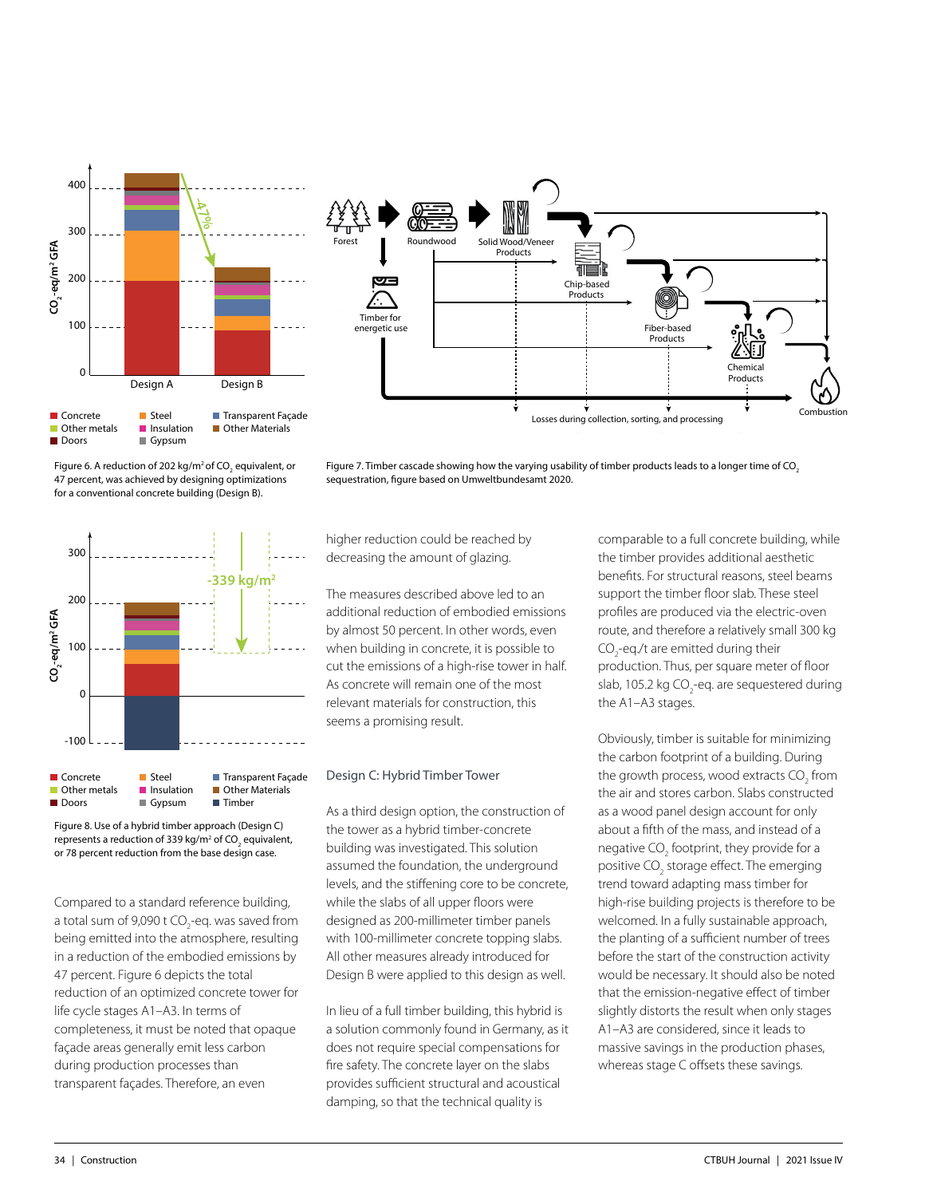Figure 6. A reduction of 202 kg/m² of $CO_2$ equivalent, or 47 percent, was achieved by designing optimizations for a conventional concrete building (Design B).

Figure 7. Timber cascade showing how the varying usability of timber products leads to a longer time of $CO_2$ sequestration, figure based on Umweltbundesamt 2020.

Figure 8. Use of a hybrid timber approach (Design C) represents a reduction of 339 kg/m² of $CO_2$ equivalent, or 78 percent reduction from the base design case.

Compared to a standard reference building, a total sum of 9,090 t $CO_2$-eq. was saved from being emitted into the atmosphere, resulting in a reduction of the embodied emissions by 47 percent. Figure 6 depicts the total reduction of an optimized concrete tower for life cycle stages A1–A3. In terms of completeness, it must be noted that opaque façade areas generally emit less carbon during production processes than transparent façades. Therefore, an even higher reduction could be reached by decreasing the amount of glazing.

The measures described above led to an additional reduction of embodied emissions by almost 50 percent. In other words, even when building in concrete, it is possible to cut the emissions of a high-rise tower in half. As concrete will remain one of the most relevant materials for construction, this seems a promising result.

## Design C: Hybrid Timber Tower

As a third design option, the construction of the tower as a hybrid timber-concrete building was investigated. This solution assumed the foundation, the underground levels, and the stiffening core to be concrete, while the slabs of all upper floors were designed as 200-millimeter timber panels with 100-millimeter concrete topping slabs. All other measures already introduced for Design B were applied to this design as well.

In lieu of a full timber building, this hybrid is a solution commonly found in Germany, as it does not require special compensations for fire safety. The concrete layer on the slabs provides sufficient structural and acoustical damping, so that the technical quality is comparable to a full concrete building, while the timber provides additional aesthetic benefits. For structural reasons, steel beams support the timber floor slab. These steel profiles are produced via the electric-oven route, and therefore a relatively small 300 kg $CO_2$-eq./t are emitted during their production. Thus, per square meter of floor slab, 105.2 kg $CO_2$-eq. are sequestered during the A1–A3 stages.

Obviously, timber is suitable for minimizing the carbon footprint of a building. During the growth process, wood extracts $CO_2$ from the air and stores carbon. Slabs constructed as a wood panel design account for only about a fifth of the mass, and instead of a negative $CO_2$ footprint, they provide for a positive $CO_2$ storage effect. The emerging trend toward adapting mass timber for high-rise building projects is therefore to be welcomed. In a fully sustainable approach, the planting of a sufficient number of trees before the start of the construction activity would be necessary. It should also be noted that the emission-negative effect of timber slightly distorts the result when only stages A1–A3 are considered, since it leads to massive savings in the production phases, whereas stage C offsets these savings.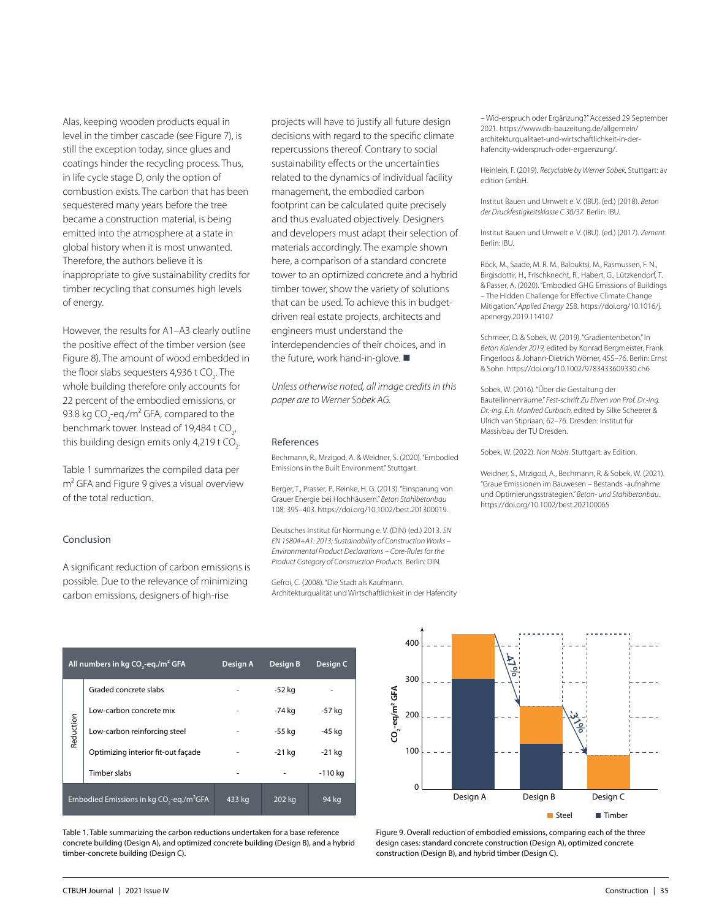Alas, keeping wooden products equal in level in the timber cascade (see Figure 7), is still the exception today, since glues and coatings hinder the recycling process. Thus, in life cycle stage D, only the option of combustion exists. The carbon that has been sequestered many years before the tree became a construction material, is being emitted into the atmosphere at a state in global history when it is most unwanted. Therefore, the authors believe it is inappropriate to give sustainability credits for timber recycling that consumes high levels of energy.

However, the results for A1–A3 clearly outline the positive effect of the timber version (see Figure 8). The amount of wood embedded in the floor slabs sequesters 4,936 t $CO_2$. The whole building therefore only accounts for 22 percent of the embodied emissions, or 93.8 kg $CO_2$-eq./m² GFA, compared to the benchmark tower. Instead of 19,484 t $CO_2$, this building design emits only 4,219 t $CO_2$.

Table 1 summarizes the compiled data per m² GFA and Figure 9 gives a visual overview of the total reduction.

## Conclusion

A significant reduction of carbon emissions is possible. Due to the relevance of minimizing carbon emissions, designers of high-rise projects will have to justify all future design decisions with regard to the specific climate repercussions thereof. Contrary to social sustainability effects or the uncertainties related to the dynamics of individual facility management, the embodied carbon footprint can be calculated quite precisely and thus evaluated objectively. Designers and developers must adapt their selection of materials accordingly. The example shown here, a comparison of a standard concrete tower to an optimized concrete and a hybrid timber tower, show the variety of solutions that can be used. To achieve this in budget-driven real estate projects, architects and engineers must understand the interdependencies of their choices, and in the future, work hand-in-glove. ■

*Unless otherwise noted, all image credits in this paper are to Werner Sobek AG.*

## References

Bechmann, R., Mrzigod, A. & Weidner, S. (2020). "Embodied Emissions in the Built Environment." Stuttgart.

Berger, T., Prasser, P., Reinke, H. G. (2013). "Einsparung von Grauer Energie bei Hochhäusern." *Beton Stahlbetonbau* 108: 395–403. https://doi.org/10.1002/best.201300019.

Deutsches Institut für Normung e. V. (DIN) (ed.) 2013. *SN EN 15804+A1: 2013; Sustainability of Construction Works – Environmental Product Declarations – Core-Rules for the Product Category of Construction Products.* Berlin: DIN.

Gefroi, C. (2008). "Die Stadt als Kaufmann. Architekturqualität und Wirtschaftlichkeit in der Hafencity – Wid-erspruch oder Ergänzung?" Accessed 29 September 2021. https://www.db-bauzeitung.de/allgemein/architekturqualitaet-und-wirtschaftlichkeit-in-der-hafencity-widerspruch-oder-ergaenzung/.

Heinlein, F. (2019). *Recyclable by Werner Sobek.* Stuttgart: av edition GmbH.

Institut Bauen und Umwelt e. V. (IBU). (ed.) (2018). *Beton der Druckfestigkeitsklasse C 30/37.* Berlin: IBU.

Institut Bauen und Umwelt e. V. (IBU). (ed.) (2017). *Zement.* Berlin: IBU.

Röck, M., Saade, M. R. M., Balouktsi, M., Rasmussen, F. N., Birgisdottir, H., Frischknecht, R., Habert, G., Lützkendorf, T. & Passer, A. (2020). "Embodied GHG Emissions of Buildings – The Hidden Challenge for Effective Climate Change Mitigation." *Applied Energy* 258. https://doi.org/10.1016/j.apenergy.2019.114107

Schmeer, D. & Sobek, W. (2019). "Gradientenbeton." In *Beton Kalender 2019*, edited by Konrad Bergmeister, Frank Fingerloos & Johann-Dietrich Wörner, 455–76. Berlin: Ernst & Sohn. https://doi.org/10.1002/9783433609330.ch6

Sobek, W. (2016). "Über die Gestaltung der Bauteilinnenräume." *Fest-schrift Zu Ehren von Prof. Dr.-Ing. Dr.-Ing. E.h. Manfred Curbach*, edited by Silke Scheerer & Ulrich van Stipriaan, 62–76. Dresden: Institut für Massivbau der TU Dresden.

Sobek, W. (2022). *Non Nobis.* Stuttgart: av Edition.

Weidner, S., Mrzigod, A., Bechmann, R. & Sobek, W. (2021). "Graue Emissionen im Bauwesen – Bestands -aufnahme und Optimierungsstrategien." *Beton- und Stahlbetonbau.* https://doi.org/10.1002/best.202100065

| | All numbers in kg $CO_2$-eq./m² GFA | Design A | Design B | Design C |
|---|---|---|---|---|
| Reduction | Graded concrete slabs | - | -52 kg | - |
| | Low-carbon concrete mix | - | -74 kg | -57 kg |
| | Low-carbon reinforcing steel | - | -55 kg | -45 kg |
| | Optimizing interior fit-out façade | - | -21 kg | -21 kg |
| | Timber slabs | - | - | -110 kg |
| Embodied Emissions in kg $CO_2$-eq./m²GFA | | 433 kg | 202 kg | 94 kg |

Table 1. Table summarizing the carbon reductions undertaken for a base reference concrete building (Design A), and optimized concrete building (Design B), and a hybrid timber-concrete building (Design C).

$CO_2$-eq/m² GFA
400
300
200
100
0
-47%
-31%
Design A
Design B
Design C
Steel
Timber

Figure 9. Overall reduction of embodied emissions, comparing each of the three design cases: standard concrete construction (Design A), optimized concrete construction (Design B), and hybrid timber (Design C).